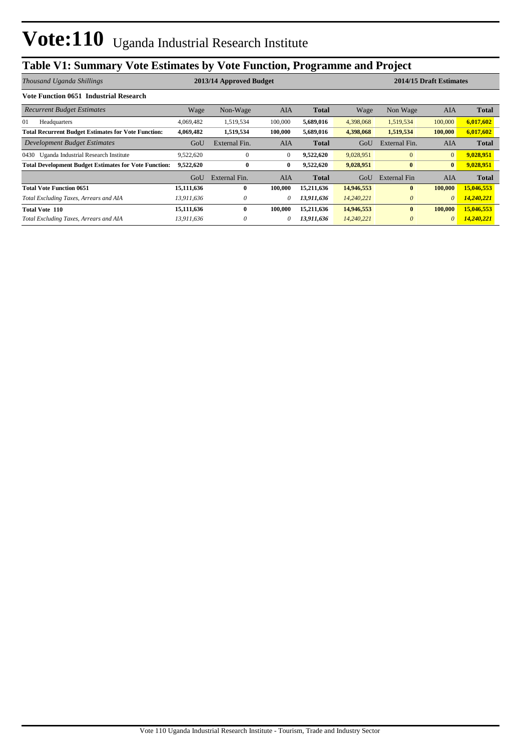# Vote:110 Uganda Industrial Research Institute

## Table V1: Summary Vote Estimates by Vote Function, Programme and Project

| *Thousand Uganda Shillings* | 2013/14 Approved Budget | | | | 2014/15 Draft Estimates | | | |
|---|---|---|---|---|---|---|---|---|
| **Vote Function 0651 Industrial Research** | | | | | | | | |
| *Recurrent Budget Estimates* | Wage | Non-Wage | AIA | **Total** | Wage | Non Wage | AIA | **Total** |
| 01 Headquarters | 4,069,482 | 1,519,534 | 100,000 | **5,689,016** | 4,398,068 | 1,519,534 | 100,000 | **6,017,602** |
| **Total Recurrent Budget Estimates for Vote Function:** | **4,069,482** | **1,519,534** | **100,000** | **5,689,016** | **4,398,068** | **1,519,534** | **100,000** | **6,017,602** |
| *Development Budget Estimates* | GoU | External Fin. | AIA | **Total** | GoU | External Fin. | AIA | **Total** |
| 0430 Uganda Industrial Research Institute | 9,522,620 | 0 | 0 | **9,522,620** | 9,028,951 | 0 | 0 | **9,028,951** |
| **Total Development Budget Estimates for Vote Function:** | **9,522,620** | **0** | **0** | **9,522,620** | **9,028,951** | **0** | **0** | **9,028,951** |
| | GoU | External Fin. | AIA | **Total** | GoU | External Fin | AIA | **Total** |
| **Total Vote Function 0651** | **15,111,636** | **0** | **100,000** | **15,211,636** | **14,946,553** | **0** | **100,000** | **15,046,553** |
| *Total Excluding Taxes, Arrears and AIA* | *13,911,636* | *0* | *0* | ***13,911,636*** | *14,240,221* | *0* | *0* | ***14,240,221*** |
| **Total Vote 110** | **15,111,636** | **0** | **100,000** | **15,211,636** | **14,946,553** | **0** | **100,000** | **15,046,553** |
| *Total Excluding Taxes, Arrears and AIA* | *13,911,636* | *0* | *0* | ***13,911,636*** | *14,240,221* | *0* | *0* | ***14,240,221*** |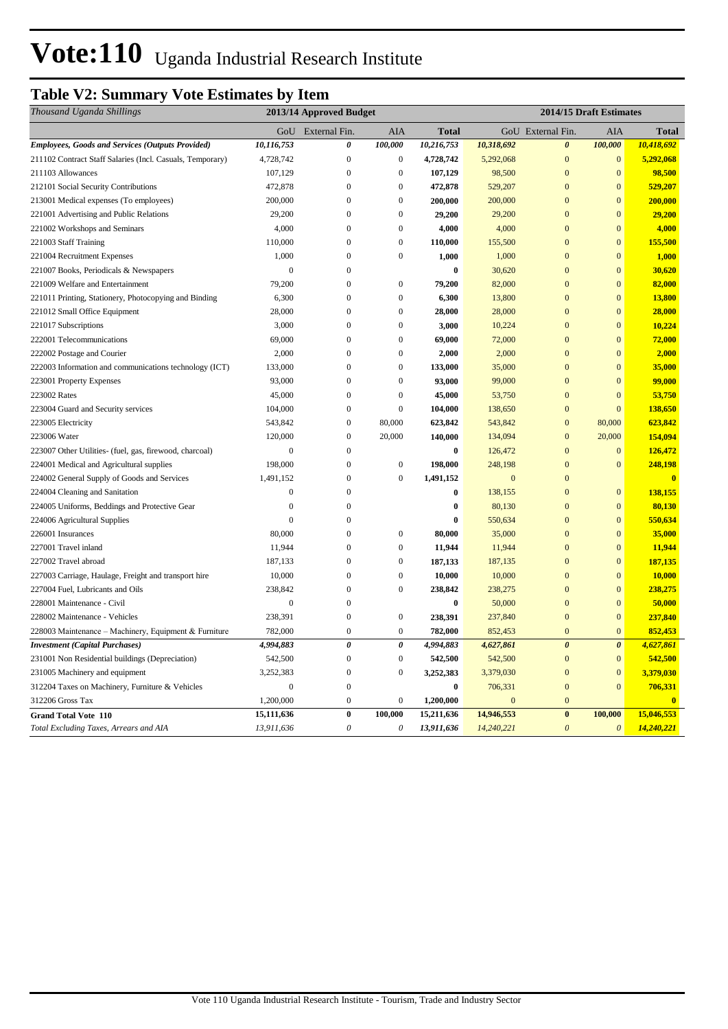# Vote:110 Uganda Industrial Research Institute

## Table V2: Summary Vote Estimates by Item

| *Thousand Uganda Shillings* | 2013/14 Approved Budget | | | | 2014/15 Draft Estimates | | | |
|---|---|---|---|---|---|---|---|---|
| | GoU | External Fin. | AIA | Total | GoU | External Fin. | AIA | Total |
| ***Employees, Goods and Services (Outputs Provided)*** | ***10,116,753*** | ***0*** | ***100,000*** | ***10,216,753*** | ***10,318,692*** | ***0*** | ***100,000*** | ***10,418,692*** |
| 211102 Contract Staff Salaries (Incl. Casuals, Temporary) | 4,728,742 | 0 | 0 | **4,728,742** | 5,292,068 | 0 | 0 | **5,292,068** |
| 211103 Allowances | 107,129 | 0 | 0 | **107,129** | 98,500 | 0 | 0 | **98,500** |
| 212101 Social Security Contributions | 472,878 | 0 | 0 | **472,878** | 529,207 | 0 | 0 | **529,207** |
| 213001 Medical expenses (To employees) | 200,000 | 0 | 0 | **200,000** | 200,000 | 0 | 0 | **200,000** |
| 221001 Advertising and Public Relations | 29,200 | 0 | 0 | **29,200** | 29,200 | 0 | 0 | **29,200** |
| 221002 Workshops and Seminars | 4,000 | 0 | 0 | **4,000** | 4,000 | 0 | 0 | **4,000** |
| 221003 Staff Training | 110,000 | 0 | 0 | **110,000** | 155,500 | 0 | 0 | **155,500** |
| 221004 Recruitment Expenses | 1,000 | 0 | 0 | **1,000** | 1,000 | 0 | 0 | **1,000** |
| 221007 Books, Periodicals & Newspapers | 0 | 0 | | **0** | 30,620 | 0 | 0 | **30,620** |
| 221009 Welfare and Entertainment | 79,200 | 0 | 0 | **79,200** | 82,000 | 0 | 0 | **82,000** |
| 221011 Printing, Stationery, Photocopying and Binding | 6,300 | 0 | 0 | **6,300** | 13,800 | 0 | 0 | **13,800** |
| 221012 Small Office Equipment | 28,000 | 0 | 0 | **28,000** | 28,000 | 0 | 0 | **28,000** |
| 221017 Subscriptions | 3,000 | 0 | 0 | **3,000** | 10,224 | 0 | 0 | **10,224** |
| 222001 Telecommunications | 69,000 | 0 | 0 | **69,000** | 72,000 | 0 | 0 | **72,000** |
| 222002 Postage and Courier | 2,000 | 0 | 0 | **2,000** | 2,000 | 0 | 0 | **2,000** |
| 222003 Information and communications technology (ICT) | 133,000 | 0 | 0 | **133,000** | 35,000 | 0 | 0 | **35,000** |
| 223001 Property Expenses | 93,000 | 0 | 0 | **93,000** | 99,000 | 0 | 0 | **99,000** |
| 223002 Rates | 45,000 | 0 | 0 | **45,000** | 53,750 | 0 | 0 | **53,750** |
| 223004 Guard and Security services | 104,000 | 0 | 0 | **104,000** | 138,650 | 0 | 0 | **138,650** |
| 223005 Electricity | 543,842 | 0 | 80,000 | **623,842** | 543,842 | 0 | 80,000 | **623,842** |
| 223006 Water | 120,000 | 0 | 20,000 | **140,000** | 134,094 | 0 | 20,000 | **154,094** |
| 223007 Other Utilities- (fuel, gas, firewood, charcoal) | 0 | 0 | | **0** | 126,472 | 0 | 0 | **126,472** |
| 224001 Medical and Agricultural supplies | 198,000 | 0 | 0 | **198,000** | 248,198 | 0 | 0 | **248,198** |
| 224002 General Supply of Goods and Services | 1,491,152 | 0 | 0 | **1,491,152** | 0 | 0 | | **0** |
| 224004 Cleaning and Sanitation | 0 | 0 | | **0** | 138,155 | 0 | 0 | **138,155** |
| 224005 Uniforms, Beddings and Protective Gear | 0 | 0 | | **0** | 80,130 | 0 | 0 | **80,130** |
| 224006 Agricultural Supplies | 0 | 0 | | **0** | 550,634 | 0 | 0 | **550,634** |
| 226001 Insurances | 80,000 | 0 | 0 | **80,000** | 35,000 | 0 | 0 | **35,000** |
| 227001 Travel inland | 11,944 | 0 | 0 | **11,944** | 11,944 | 0 | 0 | **11,944** |
| 227002 Travel abroad | 187,133 | 0 | 0 | **187,133** | 187,135 | 0 | 0 | **187,135** |
| 227003 Carriage, Haulage, Freight and transport hire | 10,000 | 0 | 0 | **10,000** | 10,000 | 0 | 0 | **10,000** |
| 227004 Fuel, Lubricants and Oils | 238,842 | 0 | 0 | **238,842** | 238,275 | 0 | 0 | **238,275** |
| 228001 Maintenance - Civil | 0 | 0 | | **0** | 50,000 | 0 | 0 | **50,000** |
| 228002 Maintenance - Vehicles | 238,391 | 0 | 0 | **238,391** | 237,840 | 0 | 0 | **237,840** |
| 228003 Maintenance – Machinery, Equipment & Furniture | 782,000 | 0 | 0 | **782,000** | 852,453 | 0 | 0 | **852,453** |
| ***Investment (Capital Purchases)*** | ***4,994,883*** | ***0*** | ***0*** | ***4,994,883*** | ***4,627,861*** | ***0*** | ***0*** | ***4,627,861*** |
| 231001 Non Residential buildings (Depreciation) | 542,500 | 0 | 0 | **542,500** | 542,500 | 0 | 0 | **542,500** |
| 231005 Machinery and equipment | 3,252,383 | 0 | 0 | **3,252,383** | 3,379,030 | 0 | 0 | **3,379,030** |
| 312204 Taxes on Machinery, Furniture & Vehicles | 0 | 0 | | **0** | 706,331 | 0 | 0 | **706,331** |
| 312206 Gross Tax | 1,200,000 | 0 | 0 | **1,200,000** | 0 | 0 | | **0** |
| **Grand Total Vote 110** | **15,111,636** | **0** | **100,000** | **15,211,636** | **14,946,553** | **0** | **100,000** | **15,046,553** |
| *Total Excluding Taxes, Arrears and AIA* | *13,911,636* | *0* | *0* | *13,911,636* | *14,240,221* | *0* | *0* | *14,240,221* |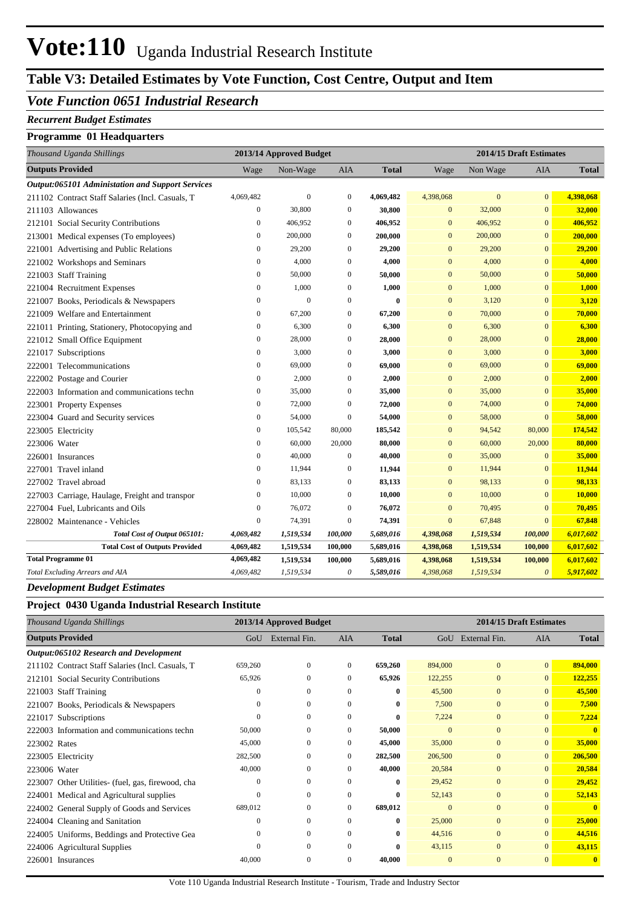# Vote:110 Uganda Industrial Research Institute

## Table V3: Detailed Estimates by Vote Function, Cost Centre, Output and Item

### *Vote Function 0651 Industrial Research*

#### *Recurrent Budget Estimates*

#### Programme 01 Headquarters

| *Thousand Uganda Shillings* | 2013/14 Approved Budget | | | | 2014/15 Draft Estimates | | | |
|---|---|---|---|---|---|---|---|---|
| **Outputs Provided** | Wage | Non-Wage | AIA | **Total** | Wage | Non Wage | AIA | **Total** |
| ***Output:065101 Administation and Support Services*** | | | | | | | | |
| 211102 Contract Staff Salaries (Incl. Casuals, T | 4,069,482 | 0 | 0 | **4,069,482** | 4,398,068 | 0 | 0 | **4,398,068** |
| 211103 Allowances | 0 | 30,800 | 0 | **30,800** | 0 | 32,000 | 0 | **32,000** |
| 212101 Social Security Contributions | 0 | 406,952 | 0 | **406,952** | 0 | 406,952 | 0 | **406,952** |
| 213001 Medical expenses (To employees) | 0 | 200,000 | 0 | **200,000** | 0 | 200,000 | 0 | **200,000** |
| 221001 Advertising and Public Relations | 0 | 29,200 | 0 | **29,200** | 0 | 29,200 | 0 | **29,200** |
| 221002 Workshops and Seminars | 0 | 4,000 | 0 | **4,000** | 0 | 4,000 | 0 | **4,000** |
| 221003 Staff Training | 0 | 50,000 | 0 | **50,000** | 0 | 50,000 | 0 | **50,000** |
| 221004 Recruitment Expenses | 0 | 1,000 | 0 | **1,000** | 0 | 1,000 | 0 | **1,000** |
| 221007 Books, Periodicals & Newspapers | 0 | 0 | 0 | **0** | 0 | 3,120 | 0 | **3,120** |
| 221009 Welfare and Entertainment | 0 | 67,200 | 0 | **67,200** | 0 | 70,000 | 0 | **70,000** |
| 221011 Printing, Stationery, Photocopying and | 0 | 6,300 | 0 | **6,300** | 0 | 6,300 | 0 | **6,300** |
| 221012 Small Office Equipment | 0 | 28,000 | 0 | **28,000** | 0 | 28,000 | 0 | **28,000** |
| 221017 Subscriptions | 0 | 3,000 | 0 | **3,000** | 0 | 3,000 | 0 | **3,000** |
| 222001 Telecommunications | 0 | 69,000 | 0 | **69,000** | 0 | 69,000 | 0 | **69,000** |
| 222002 Postage and Courier | 0 | 2,000 | 0 | **2,000** | 0 | 2,000 | 0 | **2,000** |
| 222003 Information and communications techn | 0 | 35,000 | 0 | **35,000** | 0 | 35,000 | 0 | **35,000** |
| 223001 Property Expenses | 0 | 72,000 | 0 | **72,000** | 0 | 74,000 | 0 | **74,000** |
| 223004 Guard and Security services | 0 | 54,000 | 0 | **54,000** | 0 | 58,000 | 0 | **58,000** |
| 223005 Electricity | 0 | 105,542 | 80,000 | **185,542** | 0 | 94,542 | 80,000 | **174,542** |
| 223006 Water | 0 | 60,000 | 20,000 | **80,000** | 0 | 60,000 | 20,000 | **80,000** |
| 226001 Insurances | 0 | 40,000 | 0 | **40,000** | 0 | 35,000 | 0 | **35,000** |
| 227001 Travel inland | 0 | 11,944 | 0 | **11,944** | 0 | 11,944 | 0 | **11,944** |
| 227002 Travel abroad | 0 | 83,133 | 0 | **83,133** | 0 | 98,133 | 0 | **98,133** |
| 227003 Carriage, Haulage, Freight and transpor | 0 | 10,000 | 0 | **10,000** | 0 | 10,000 | 0 | **10,000** |
| 227004 Fuel, Lubricants and Oils | 0 | 76,072 | 0 | **76,072** | 0 | 70,495 | 0 | **70,495** |
| 228002 Maintenance - Vehicles | 0 | 74,391 | 0 | **74,391** | 0 | 67,848 | 0 | **67,848** |
| ***Total Cost of Output 065101:*** | ***4,069,482*** | ***1,519,534*** | ***100,000*** | ***5,689,016*** | ***4,398,068*** | ***1,519,534*** | ***100,000*** | ***6,017,602*** |
| **Total Cost of Outputs Provided** | **4,069,482** | **1,519,534** | **100,000** | **5,689,016** | **4,398,068** | **1,519,534** | **100,000** | **6,017,602** |
| **Total Programme 01** | **4,069,482** | **1,519,534** | **100,000** | **5,689,016** | **4,398,068** | **1,519,534** | **100,000** | **6,017,602** |
| *Total Excluding Arrears and AIA* | *4,069,482* | *1,519,534* | *0* | *5,589,016* | *4,398,068* | *1,519,534* | *0* | *5,917,602* |

#### *Development Budget Estimates*

#### Project 0430 Uganda Industrial Research Institute

| *Thousand Uganda Shillings* | 2013/14 Approved Budget | | | | 2014/15 Draft Estimates | | | |
|---|---|---|---|---|---|---|---|---|
| **Outputs Provided** | GoU | External Fin. | AIA | **Total** | GoU | External Fin. | AIA | **Total** |
| ***Output:065102 Research and Development*** | | | | | | | | |
| 211102 Contract Staff Salaries (Incl. Casuals, T | 659,260 | 0 | 0 | **659,260** | 894,000 | 0 | 0 | **894,000** |
| 212101 Social Security Contributions | 65,926 | 0 | 0 | **65,926** | 122,255 | 0 | 0 | **122,255** |
| 221003 Staff Training | 0 | 0 | 0 | **0** | 45,500 | 0 | 0 | **45,500** |
| 221007 Books, Periodicals & Newspapers | 0 | 0 | 0 | **0** | 7,500 | 0 | 0 | **7,500** |
| 221017 Subscriptions | 0 | 0 | 0 | **0** | 7,224 | 0 | 0 | **7,224** |
| 222003 Information and communications techn | 50,000 | 0 | 0 | **50,000** | 0 | 0 | 0 | **0** |
| 223002 Rates | 45,000 | 0 | 0 | **45,000** | 35,000 | 0 | 0 | **35,000** |
| 223005 Electricity | 282,500 | 0 | 0 | **282,500** | 206,500 | 0 | 0 | **206,500** |
| 223006 Water | 40,000 | 0 | 0 | **40,000** | 20,584 | 0 | 0 | **20,584** |
| 223007 Other Utilities- (fuel, gas, firewood, cha | 0 | 0 | 0 | **0** | 29,452 | 0 | 0 | **29,452** |
| 224001 Medical and Agricultural supplies | 0 | 0 | 0 | **0** | 52,143 | 0 | 0 | **52,143** |
| 224002 General Supply of Goods and Services | 689,012 | 0 | 0 | **689,012** | 0 | 0 | 0 | **0** |
| 224004 Cleaning and Sanitation | 0 | 0 | 0 | **0** | 25,000 | 0 | 0 | **25,000** |
| 224005 Uniforms, Beddings and Protective Gea | 0 | 0 | 0 | **0** | 44,516 | 0 | 0 | **44,516** |
| 224006 Agricultural Supplies | 0 | 0 | 0 | **0** | 43,115 | 0 | 0 | **43,115** |
| 226001 Insurances | 40,000 | 0 | 0 | **40,000** | 0 | 0 | 0 | **0** |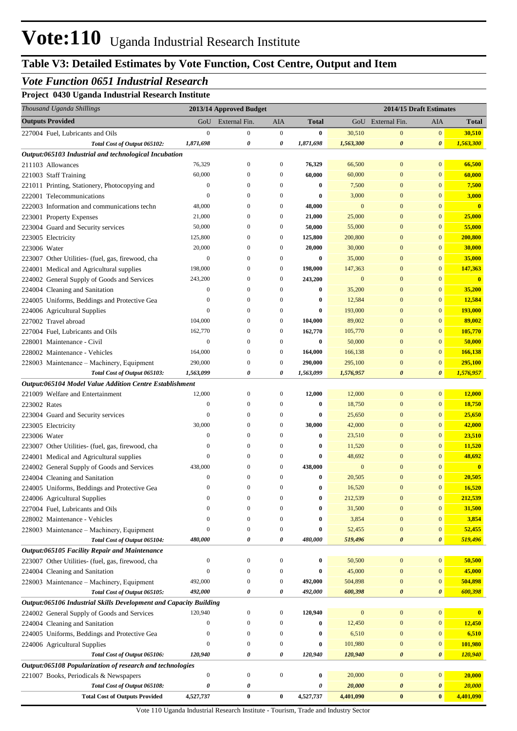# Vote:110 Uganda Industrial Research Institute

## Table V3: Detailed Estimates by Vote Function, Cost Centre, Output and Item

### *Vote Function 0651 Industrial Research*

**Project 0430 Uganda Industrial Research Institute**

| *Thousand Uganda Shillings* | 2013/14 Approved Budget | | | | 2014/15 Draft Estimates | | | |
|---|---|---|---|---|---|---|---|---|
| **Outputs Provided** | GoU | External Fin. | AIA | **Total** | GoU | External Fin. | AIA | **Total** |
| 227004 Fuel, Lubricants and Oils | 0 | 0 | 0 | **0** | 30,510 | 0 | 0 | **30,510** |
| ***Total Cost of Output 065102:*** | ***1,871,698*** | ***0*** | ***0*** | ***1,871,698*** | ***1,563,300*** | ***0*** | ***0*** | ***1,563,300*** |
| ***Output:065103 Industrial and technological Incubation*** | | | | | | | | |
| 211103 Allowances | 76,329 | 0 | 0 | **76,329** | 66,500 | 0 | 0 | **66,500** |
| 221003 Staff Training | 60,000 | 0 | 0 | **60,000** | 60,000 | 0 | 0 | **60,000** |
| 221011 Printing, Stationery, Photocopying and | 0 | 0 | 0 | **0** | 7,500 | 0 | 0 | **7,500** |
| 222001 Telecommunications | 0 | 0 | 0 | **0** | 3,000 | 0 | 0 | **3,000** |
| 222003 Information and communications techn | 48,000 | 0 | 0 | **48,000** | 0 | 0 | 0 | **0** |
| 223001 Property Expenses | 21,000 | 0 | 0 | **21,000** | 25,000 | 0 | 0 | **25,000** |
| 223004 Guard and Security services | 50,000 | 0 | 0 | **50,000** | 55,000 | 0 | 0 | **55,000** |
| 223005 Electricity | 125,800 | 0 | 0 | **125,800** | 200,800 | 0 | 0 | **200,800** |
| 223006 Water | 20,000 | 0 | 0 | **20,000** | 30,000 | 0 | 0 | **30,000** |
| 223007 Other Utilities- (fuel, gas, firewood, cha | 0 | 0 | 0 | **0** | 35,000 | 0 | 0 | **35,000** |
| 224001 Medical and Agricultural supplies | 198,000 | 0 | 0 | **198,000** | 147,363 | 0 | 0 | **147,363** |
| 224002 General Supply of Goods and Services | 243,200 | 0 | 0 | **243,200** | 0 | 0 | 0 | **0** |
| 224004 Cleaning and Sanitation | 0 | 0 | 0 | **0** | 35,200 | 0 | 0 | **35,200** |
| 224005 Uniforms, Beddings and Protective Gea | 0 | 0 | 0 | **0** | 12,584 | 0 | 0 | **12,584** |
| 224006 Agricultural Supplies | 0 | 0 | 0 | **0** | 193,000 | 0 | 0 | **193,000** |
| 227002 Travel abroad | 104,000 | 0 | 0 | **104,000** | 89,002 | 0 | 0 | **89,002** |
| 227004 Fuel, Lubricants and Oils | 162,770 | 0 | 0 | **162,770** | 105,770 | 0 | 0 | **105,770** |
| 228001 Maintenance - Civil | 0 | 0 | 0 | **0** | 50,000 | 0 | 0 | **50,000** |
| 228002 Maintenance - Vehicles | 164,000 | 0 | 0 | **164,000** | 166,138 | 0 | 0 | **166,138** |
| 228003 Maintenance – Machinery, Equipment | 290,000 | 0 | 0 | **290,000** | 295,100 | 0 | 0 | **295,100** |
| ***Total Cost of Output 065103:*** | ***1,563,099*** | ***0*** | ***0*** | ***1,563,099*** | ***1,576,957*** | ***0*** | ***0*** | ***1,576,957*** |
| ***Output:065104 Model Value Addition Centre Establishment*** | | | | | | | | |
| 221009 Welfare and Entertainment | 12,000 | 0 | 0 | **12,000** | 12,000 | 0 | 0 | **12,000** |
| 223002 Rates | 0 | 0 | 0 | **0** | 18,750 | 0 | 0 | **18,750** |
| 223004 Guard and Security services | 0 | 0 | 0 | **0** | 25,650 | 0 | 0 | **25,650** |
| 223005 Electricity | 30,000 | 0 | 0 | **30,000** | 42,000 | 0 | 0 | **42,000** |
| 223006 Water | 0 | 0 | 0 | **0** | 23,510 | 0 | 0 | **23,510** |
| 223007 Other Utilities- (fuel, gas, firewood, cha | 0 | 0 | 0 | **0** | 11,520 | 0 | 0 | **11,520** |
| 224001 Medical and Agricultural supplies | 0 | 0 | 0 | **0** | 48,692 | 0 | 0 | **48,692** |
| 224002 General Supply of Goods and Services | 438,000 | 0 | 0 | **438,000** | 0 | 0 | 0 | **0** |
| 224004 Cleaning and Sanitation | 0 | 0 | 0 | **0** | 20,505 | 0 | 0 | **20,505** |
| 224005 Uniforms, Beddings and Protective Gea | 0 | 0 | 0 | **0** | 16,520 | 0 | 0 | **16,520** |
| 224006 Agricultural Supplies | 0 | 0 | 0 | **0** | 212,539 | 0 | 0 | **212,539** |
| 227004 Fuel, Lubricants and Oils | 0 | 0 | 0 | **0** | 31,500 | 0 | 0 | **31,500** |
| 228002 Maintenance - Vehicles | 0 | 0 | 0 | **0** | 3,854 | 0 | 0 | **3,854** |
| 228003 Maintenance – Machinery, Equipment | 0 | 0 | 0 | **0** | 52,455 | 0 | 0 | **52,455** |
| ***Total Cost of Output 065104:*** | ***480,000*** | ***0*** | ***0*** | ***480,000*** | ***519,496*** | ***0*** | ***0*** | ***519,496*** |
| ***Output:065105 Facility Repair and Maintenance*** | | | | | | | | |
| 223007 Other Utilities- (fuel, gas, firewood, cha | 0 | 0 | 0 | **0** | 50,500 | 0 | 0 | **50,500** |
| 224004 Cleaning and Sanitation | 0 | 0 | 0 | **0** | 45,000 | 0 | 0 | **45,000** |
| 228003 Maintenance – Machinery, Equipment | 492,000 | 0 | 0 | **492,000** | 504,898 | 0 | 0 | **504,898** |
| ***Total Cost of Output 065105:*** | ***492,000*** | ***0*** | ***0*** | ***492,000*** | ***600,398*** | ***0*** | ***0*** | ***600,398*** |
| ***Output:065106 Industrial Skills Development and Capacity Building*** | | | | | | | | |
| 224002 General Supply of Goods and Services | 120,940 | 0 | 0 | **120,940** | 0 | 0 | 0 | **0** |
| 224004 Cleaning and Sanitation | 0 | 0 | 0 | **0** | 12,450 | 0 | 0 | **12,450** |
| 224005 Uniforms, Beddings and Protective Gea | 0 | 0 | 0 | **0** | 6,510 | 0 | 0 | **6,510** |
| 224006 Agricultural Supplies | 0 | 0 | 0 | **0** | 101,980 | 0 | 0 | **101,980** |
| ***Total Cost of Output 065106:*** | ***120,940*** | ***0*** | ***0*** | ***120,940*** | ***120,940*** | ***0*** | ***0*** | ***120,940*** |
| ***Output:065108 Popularization of research and technologies*** | | | | | | | | |
| 221007 Books, Periodicals & Newspapers | 0 | 0 | 0 | **0** | 20,000 | 0 | 0 | **20,000** |
| ***Total Cost of Output 065108:*** | ***0*** | ***0*** | | ***0*** | ***20,000*** | ***0*** | ***0*** | ***20,000*** |
| **Total Cost of Outputs Provided** | **4,527,737** | **0** | **0** | **4,527,737** | **4,401,090** | **0** | **0** | **4,401,090** |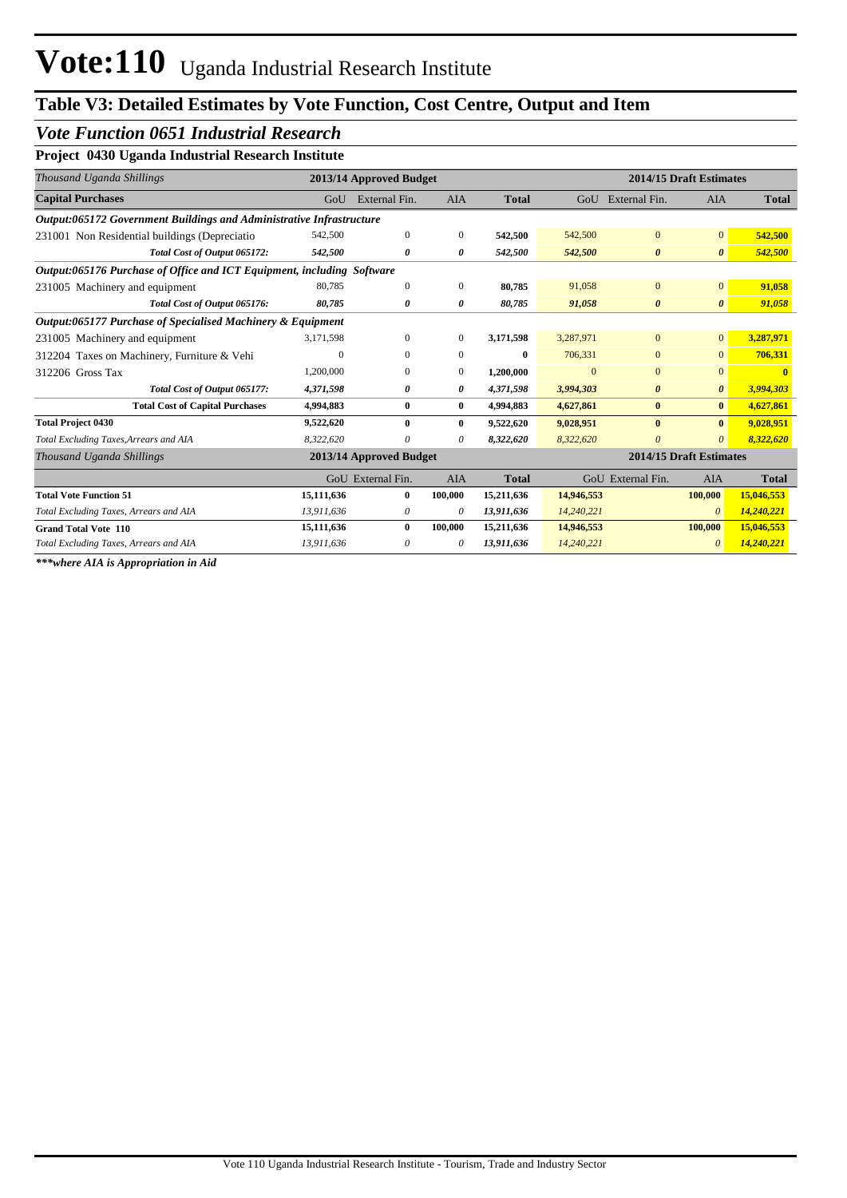# Vote:110 Uganda Industrial Research Institute

## Table V3: Detailed Estimates by Vote Function, Cost Centre, Output and Item

### *Vote Function 0651 Industrial Research*

**Project 0430 Uganda Industrial Research Institute**

| *Thousand Uganda Shillings* | 2013/14 Approved Budget | | | | 2014/15 Draft Estimates | | | |
|---|---|---|---|---|---|---|---|---|
| **Capital Purchases** | GoU | External Fin. | AIA | **Total** | GoU | External Fin. | AIA | **Total** |
| ***Output:065172 Government Buildings and Administrative Infrastructure*** | | | | | | | | |
| 231001 Non Residential buildings (Depreciatio | 542,500 | 0 | 0 | **542,500** | 542,500 | 0 | 0 | **542,500** |
| ***Total Cost of Output 065172:*** | ***542,500*** | ***0*** | ***0*** | ***542,500*** | ***542,500*** | ***0*** | ***0*** | ***542,500*** |
| ***Output:065176 Purchase of Office and ICT Equipment, including Software*** | | | | | | | | |
| 231005 Machinery and equipment | 80,785 | 0 | 0 | **80,785** | 91,058 | 0 | 0 | **91,058** |
| ***Total Cost of Output 065176:*** | ***80,785*** | ***0*** | ***0*** | ***80,785*** | ***91,058*** | ***0*** | ***0*** | ***91,058*** |
| ***Output:065177 Purchase of Specialised Machinery & Equipment*** | | | | | | | | |
| 231005 Machinery and equipment | 3,171,598 | 0 | 0 | **3,171,598** | 3,287,971 | 0 | 0 | **3,287,971** |
| 312204 Taxes on Machinery, Furniture & Vehi | 0 | 0 | 0 | **0** | 706,331 | 0 | 0 | **706,331** |
| 312206 Gross Tax | 1,200,000 | 0 | 0 | **1,200,000** | 0 | 0 | 0 | **0** |
| ***Total Cost of Output 065177:*** | ***4,371,598*** | ***0*** | ***0*** | ***4,371,598*** | ***3,994,303*** | ***0*** | ***0*** | ***3,994,303*** |
| **Total Cost of Capital Purchases** | **4,994,883** | **0** | **0** | **4,994,883** | **4,627,861** | **0** | **0** | **4,627,861** |
| **Total Project 0430** | **9,522,620** | **0** | **0** | **9,522,620** | **9,028,951** | **0** | **0** | **9,028,951** |
| *Total Excluding Taxes,Arrears and AIA* | *8,322,620* | *0* | *0* | ***8,322,620*** | *8,322,620* | *0* | *0* | ***8,322,620*** |

| *Thousand Uganda Shillings* | 2013/14 Approved Budget | | | | 2014/15 Draft Estimates | | | |
|---|---|---|---|---|---|---|---|---|
| | GoU | External Fin. | AIA | **Total** | GoU | External Fin. | AIA | **Total** |
| **Total Vote Function 51** | **15,111,636** | **0** | **100,000** | **15,211,636** | **14,946,553** | | **100,000** | **15,046,553** |
| *Total Excluding Taxes, Arrears and AIA* | *13,911,636* | *0* | *0* | ***13,911,636*** | *14,240,221* | | *0* | ***14,240,221*** |
| **Grand Total Vote 110** | **15,111,636** | **0** | **100,000** | **15,211,636** | **14,946,553** | | **100,000** | **15,046,553** |
| *Total Excluding Taxes, Arrears and AIA* | *13,911,636* | *0* | *0* | ***13,911,636*** | *14,240,221* | | *0* | ***14,240,221*** |

***\*\*\*where AIA is Appropriation in Aid***